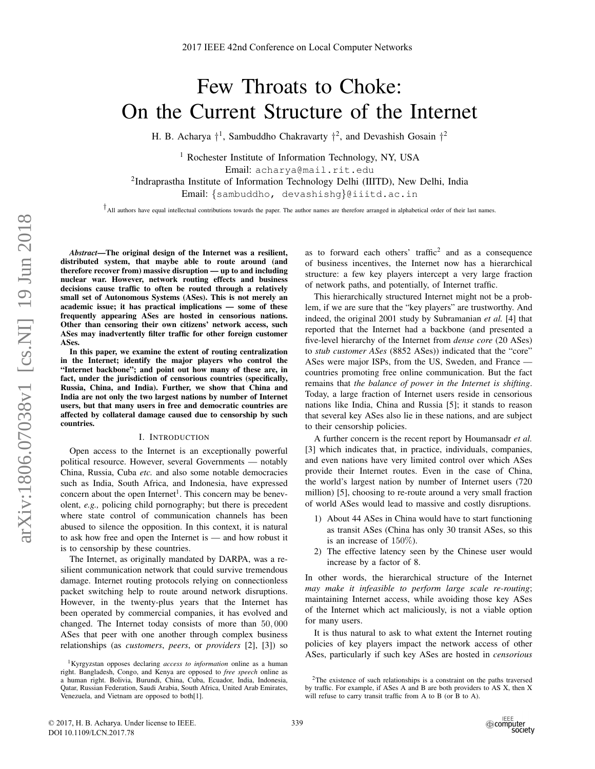# Few Throats to Choke: On the Current Structure of the Internet

H. B. Acharya †[1], Sambuddho Chakravarty †[2], and Devashish Gosain †[2]

[1] Rochester Institute of Information Technology, NY, USA
Email: acharya@mail.rit.edu

[2] Indraprastha Institute of Information Technology Delhi (IIITD), New Delhi, India
Email: {sambuddho, devashishg}@iiitd.ac.in

† All authors have equal intellectual contributions towards the paper. The author names are therefore arranged in alphabetical order of their last names.

***Abstract*—The original design of the Internet was a resilient, distributed system, that maybe able to route around (and therefore recover from) massive disruption — up to and including nuclear war. However, network routing effects and business decisions cause traffic to often be routed through a relatively small set of Autonomous Systems (ASes). This is not merely an academic issue; it has practical implications — some of these frequently appearing ASes are hosted in censorious nations. Other than censoring their own citizens' network access, such ASes may inadvertently filter traffic for other foreign customer ASes.**

**In this paper, we examine the extent of routing centralization in the Internet; identify the major players who control the "Internet backbone"; and point out how many of these are, in fact, under the jurisdiction of censorious countries (specifically, Russia, China, and India). Further, we show that China and India are not only the two largest nations by number of Internet users, but that many users in free and democratic countries are affected by collateral damage caused due to censorship by such countries.**

## I. Introduction

Open access to the Internet is an exceptionally powerful political resource. However, several Governments — notably China, Russia, Cuba *etc.* and also some notable democracies such as India, South Africa, and Indonesia, have expressed concern about the open Internet[1]. This concern may be benevolent, *e.g.,* policing child pornography; but there is precedent where state control of communication channels has been abused to silence the opposition. In this context, it is natural to ask how free and open the Internet is — and how robust it is to censorship by these countries.

The Internet, as originally mandated by DARPA, was a resilient communication network that could survive tremendous damage. Internet routing protocols relying on connectionless packet switching help to route around network disruptions. However, in the twenty-plus years that the Internet has been operated by commercial companies, it has evolved and changed. The Internet today consists of more than $50,000$ ASes that peer with one another through complex business relationships (as *customers*, *peers*, or *providers* [2], [3]) so as to forward each others' traffic[2] and as a consequence of business incentives, the Internet now has a hierarchical structure: a few key players intercept a very large fraction of network paths, and potentially, of Internet traffic.

This hierarchically structured Internet might not be a problem, if we are sure that the "key players" are trustworthy. And indeed, the original 2001 study by Subramanian *et al.* [4] that reported that the Internet had a backbone (and presented a five-level hierarchy of the Internet from *dense core* (20 ASes) to *stub customer ASes* (8852 ASes)) indicated that the "core" ASes were major ISPs, from the US, Sweden, and France — countries promoting free online communication. But the fact remains that *the balance of power in the Internet is shifting*. Today, a large fraction of Internet users reside in censorious nations like India, China and Russia [5]; it stands to reason that several key ASes also lie in these nations, and are subject to their censorship policies.

A further concern is the recent report by Houmansadr *et al.* [3] which indicates that, in practice, individuals, companies, and even nations have very limited control over which ASes provide their Internet routes. Even in the case of China, the world's largest nation by number of Internet users (720 million) [5], choosing to re-route around a very small fraction of world ASes would lead to massive and costly disruptions.

1) About 44 ASes in China would have to start functioning as transit ASes (China has only 30 transit ASes, so this is an increase of $150\%$).
2) The effective latency seen by the Chinese user would increase by a factor of 8.

In other words, the hierarchical structure of the Internet *may make it infeasible to perform large scale re-routing*; maintaining Internet access, while avoiding those key ASes of the Internet which act maliciously, is not a viable option for many users.

It is thus natural to ask to what extent the Internet routing policies of key players impact the network access of other ASes, particularly if such key ASes are hosted in *censorious*

[1] Kyrgyzstan opposes declaring *access to information* online as a human right. Bangladesh, Congo, and Kenya are opposed to *free speech* online as a human right. Bolivia, Burundi, China, Cuba, Ecuador, India, Indonesia, Qatar, Russian Federation, Saudi Arabia, South Africa, United Arab Emirates, Venezuela, and Vietnam are opposed to both[1].

[2] The existence of such relationships is a constraint on the paths traversed by traffic. For example, if ASes A and B are both providers to AS X, then X will refuse to carry transit traffic from A to B (or B to A).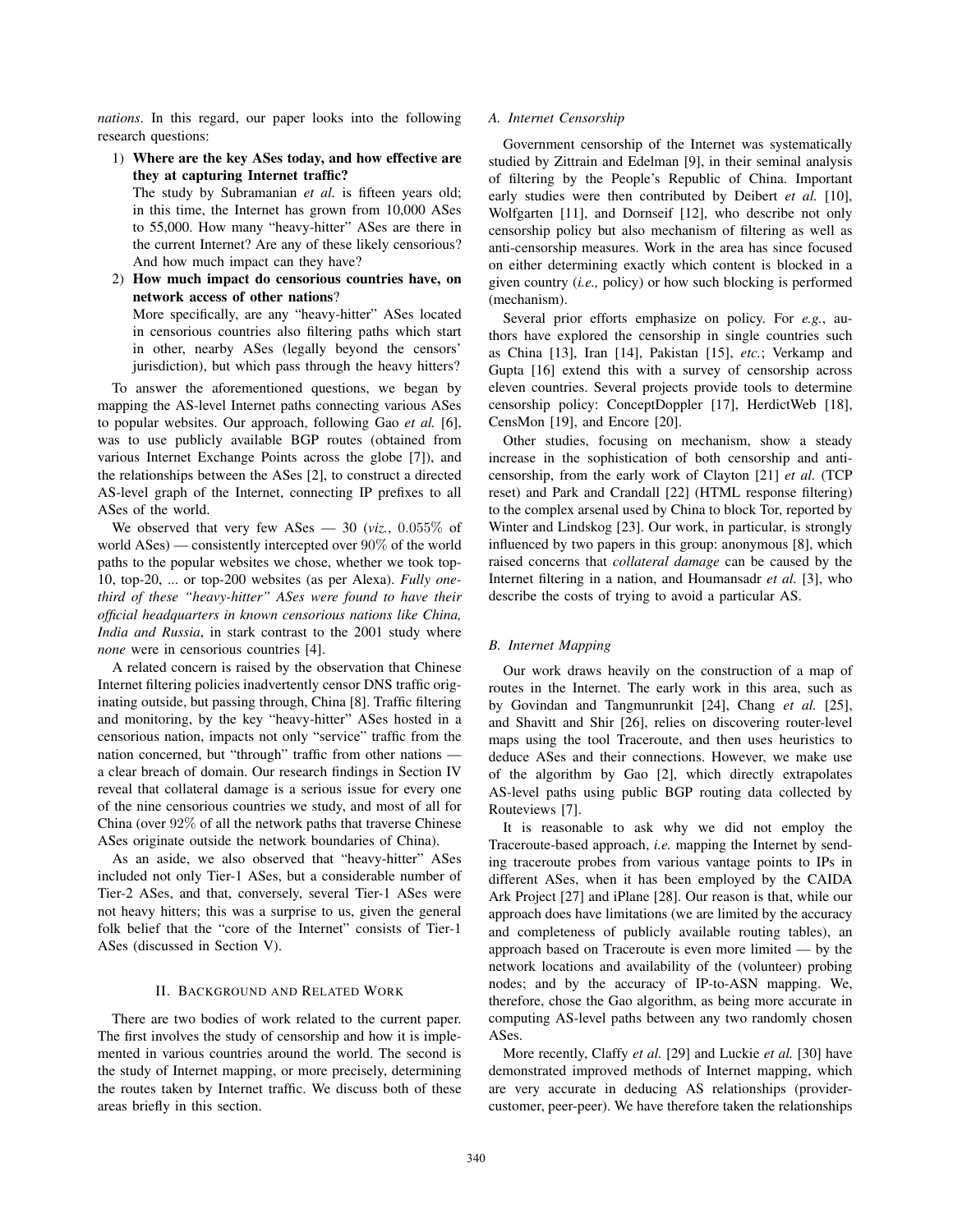*nations*. In this regard, our paper looks into the following research questions:

1) **Where are the key ASes today, and how effective are they at capturing Internet traffic?**
   The study by Subramanian *et al.* is fifteen years old; in this time, the Internet has grown from 10,000 ASes to 55,000. How many "heavy-hitter" ASes are there in the current Internet? Are any of these likely censorious? And how much impact can they have?
2) **How much impact do censorious countries have, on network access of other nations**?
   More specifically, are any "heavy-hitter" ASes located in censorious countries also filtering paths which start in other, nearby ASes (legally beyond the censors' jurisdiction), but which pass through the heavy hitters?

To answer the aforementioned questions, we began by mapping the AS-level Internet paths connecting various ASes to popular websites. Our approach, following Gao *et al.* [6], was to use publicly available BGP routes (obtained from various Internet Exchange Points across the globe [7]), and the relationships between the ASes [2], to construct a directed AS-level graph of the Internet, connecting IP prefixes to all ASes of the world.

We observed that very few ASes — 30 (*viz.*, $0.055\%$ of world ASes) — consistently intercepted over $90\%$ of the world paths to the popular websites we chose, whether we took top-10, top-20, ... or top-200 websites (as per Alexa). *Fully one-third of these "heavy-hitter" ASes were found to have their official headquarters in known censorious nations like China, India and Russia*, in stark contrast to the 2001 study where *none* were in censorious countries [4].

A related concern is raised by the observation that Chinese Internet filtering policies inadvertently censor DNS traffic originating outside, but passing through, China [8]. Traffic filtering and monitoring, by the key "heavy-hitter" ASes hosted in a censorious nation, impacts not only "service" traffic from the nation concerned, but "through" traffic from other nations — a clear breach of domain. Our research findings in Section IV reveal that collateral damage is a serious issue for every one of the nine censorious countries we study, and most of all for China (over $92\%$ of all the network paths that traverse Chinese ASes originate outside the network boundaries of China).

As an aside, we also observed that "heavy-hitter" ASes included not only Tier-1 ASes, but a considerable number of Tier-2 ASes, and that, conversely, several Tier-1 ASes were not heavy hitters; this was a surprise to us, given the general folk belief that the "core of the Internet" consists of Tier-1 ASes (discussed in Section V).

## II. Background and Related Work

There are two bodies of work related to the current paper. The first involves the study of censorship and how it is implemented in various countries around the world. The second is the study of Internet mapping, or more precisely, determining the routes taken by Internet traffic. We discuss both of these areas briefly in this section.

### A. Internet Censorship

Government censorship of the Internet was systematically studied by Zittrain and Edelman [9], in their seminal analysis of filtering by the People's Republic of China. Important early studies were then contributed by Deibert *et al.* [10], Wolfgarten [11], and Dornseif [12], who describe not only censorship policy but also mechanism of filtering as well as anti-censorship measures. Work in the area has since focused on either determining exactly which content is blocked in a given country (*i.e.,* policy) or how such blocking is performed (mechanism).

Several prior efforts emphasize on policy. For *e.g.*, authors have explored the censorship in single countries such as China [13], Iran [14], Pakistan [15], *etc.*; Verkamp and Gupta [16] extend this with a survey of censorship across eleven countries. Several projects provide tools to determine censorship policy: ConceptDoppler [17], HerdictWeb [18], CensMon [19], and Encore [20].

Other studies, focusing on mechanism, show a steady increase in the sophistication of both censorship and anti-censorship, from the early work of Clayton [21] *et al.* (TCP reset) and Park and Crandall [22] (HTML response filtering) to the complex arsenal used by China to block Tor, reported by Winter and Lindskog [23]. Our work, in particular, is strongly influenced by two papers in this group: anonymous [8], which raised concerns that *collateral damage* can be caused by the Internet filtering in a nation, and Houmansadr *et al.* [3], who describe the costs of trying to avoid a particular AS.

### B. Internet Mapping

Our work draws heavily on the construction of a map of routes in the Internet. The early work in this area, such as by Govindan and Tangmunrunkit [24], Chang *et al.* [25], and Shavitt and Shir [26], relies on discovering router-level maps using the tool Traceroute, and then uses heuristics to deduce ASes and their connections. However, we make use of the algorithm by Gao [2], which directly extrapolates AS-level paths using public BGP routing data collected by Routeviews [7].

It is reasonable to ask why we did not employ the Traceroute-based approach, *i.e.* mapping the Internet by sending traceroute probes from various vantage points to IPs in different ASes, when it has been employed by the CAIDA Ark Project [27] and iPlane [28]. Our reason is that, while our approach does have limitations (we are limited by the accuracy and completeness of publicly available routing tables), an approach based on Traceroute is even more limited — by the network locations and availability of the (volunteer) probing nodes; and by the accuracy of IP-to-ASN mapping. We, therefore, chose the Gao algorithm, as being more accurate in computing AS-level paths between any two randomly chosen ASes.

More recently, Claffy *et al.* [29] and Luckie *et al.* [30] have demonstrated improved methods of Internet mapping, which are very accurate in deducing AS relationships (provider-customer, peer-peer). We have therefore taken the relationships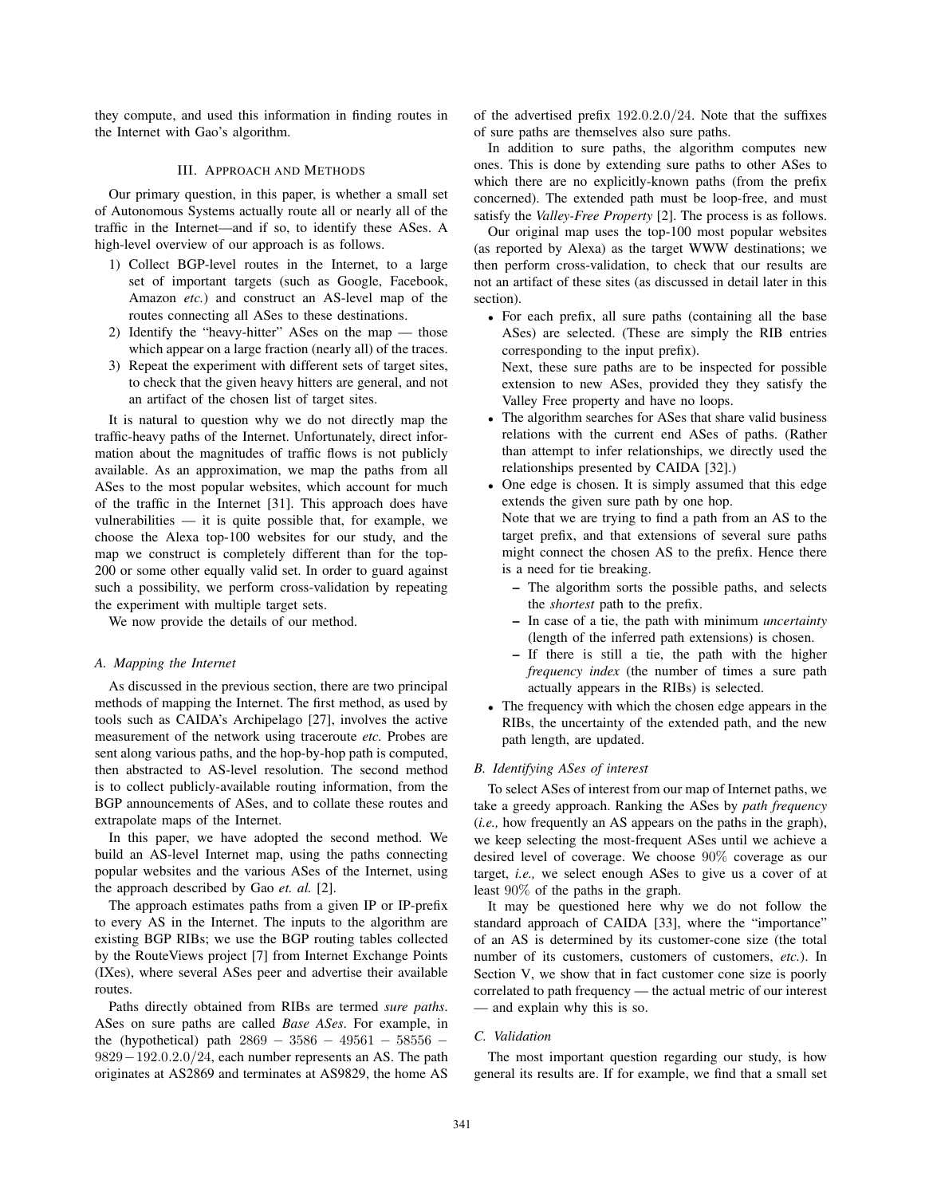they compute, and used this information in finding routes in the Internet with Gao's algorithm.

## III. Approach and Methods

Our primary question, in this paper, is whether a small set of Autonomous Systems actually route all or nearly all of the traffic in the Internet—and if so, to identify these ASes. A high-level overview of our approach is as follows.

1) Collect BGP-level routes in the Internet, to a large set of important targets (such as Google, Facebook, Amazon *etc.*) and construct an AS-level map of the routes connecting all ASes to these destinations.
2) Identify the "heavy-hitter" ASes on the map — those which appear on a large fraction (nearly all) of the traces.
3) Repeat the experiment with different sets of target sites, to check that the given heavy hitters are general, and not an artifact of the chosen list of target sites.

It is natural to question why we do not directly map the traffic-heavy paths of the Internet. Unfortunately, direct information about the magnitudes of traffic flows is not publicly available. As an approximation, we map the paths from all ASes to the most popular websites, which account for much of the traffic in the Internet [31]. This approach does have vulnerabilities — it is quite possible that, for example, we choose the Alexa top-100 websites for our study, and the map we construct is completely different than for the top-200 or some other equally valid set. In order to guard against such a possibility, we perform cross-validation by repeating the experiment with multiple target sets.

We now provide the details of our method.

### A. Mapping the Internet

As discussed in the previous section, there are two principal methods of mapping the Internet. The first method, as used by tools such as CAIDA's Archipelago [27], involves the active measurement of the network using traceroute *etc.* Probes are sent along various paths, and the hop-by-hop path is computed, then abstracted to AS-level resolution. The second method is to collect publicly-available routing information, from the BGP announcements of ASes, and to collate these routes and extrapolate maps of the Internet.

In this paper, we have adopted the second method. We build an AS-level Internet map, using the paths connecting popular websites and the various ASes of the Internet, using the approach described by Gao *et. al.* [2].

The approach estimates paths from a given IP or IP-prefix to every AS in the Internet. The inputs to the algorithm are existing BGP RIBs; we use the BGP routing tables collected by the RouteViews project [7] from Internet Exchange Points (IXes), where several ASes peer and advertise their available routes.

Paths directly obtained from RIBs are termed *sure paths*. ASes on sure paths are called *Base ASes*. For example, in the (hypothetical) path $2869 - 3586 - 49561 - 58556 - 9829 - 192.0.2.0/24$, each number represents an AS. The path originates at AS2869 and terminates at AS9829, the home AS of the advertised prefix $192.0.2.0/24$. Note that the suffixes of sure paths are themselves also sure paths.

In addition to sure paths, the algorithm computes new ones. This is done by extending sure paths to other ASes to which there are no explicitly-known paths (from the prefix concerned). The extended path must be loop-free, and must satisfy the *Valley-Free Property* [2]. The process is as follows.

Our original map uses the top-100 most popular websites (as reported by Alexa) as the target WWW destinations; we then perform cross-validation, to check that our results are not an artifact of these sites (as discussed in detail later in this section).

- For each prefix, all sure paths (containing all the base ASes) are selected. (These are simply the RIB entries corresponding to the input prefix).
  Next, these sure paths are to be inspected for possible extension to new ASes, provided they satisfy the Valley Free property and have no loops.
- The algorithm searches for ASes that share valid business relations with the current end ASes of paths. (Rather than attempt to infer relationships, we directly used the relationships presented by CAIDA [32].)
- One edge is chosen. It is simply assumed that this edge extends the given sure path by one hop.
  Note that we are trying to find a path from an AS to the target prefix, and that extensions of several sure paths might connect the chosen AS to the prefix. Hence there is a need for tie breaking.
  - The algorithm sorts the possible paths, and selects the *shortest* path to the prefix.
  - In case of a tie, the path with minimum *uncertainty* (length of the inferred path extensions) is chosen.
  - If there is still a tie, the path with the higher *frequency index* (the number of times a sure path actually appears in the RIBs) is selected.
- The frequency with which the chosen edge appears in the RIBs, the uncertainty of the extended path, and the new path length, are updated.

### B. Identifying ASes of interest

To select ASes of interest from our map of Internet paths, we take a greedy approach. Ranking the ASes by *path frequency* (*i.e.,* how frequently an AS appears on the paths in the graph), we keep selecting the most-frequent ASes until we achieve a desired level of coverage. We choose $90\%$ coverage as our target, *i.e.,* we select enough ASes to give us a cover of at least $90\%$ of the paths in the graph.

It may be questioned here why we do not follow the standard approach of CAIDA [33], where the "importance" of an AS is determined by its customer-cone size (the total number of its customers, customers of customers, *etc.*). In Section V, we show that in fact customer cone size is poorly correlated to path frequency — the actual metric of our interest — and explain why this is so.

### C. Validation

The most important question regarding our study, is how general its results are. If for example, we find that a small set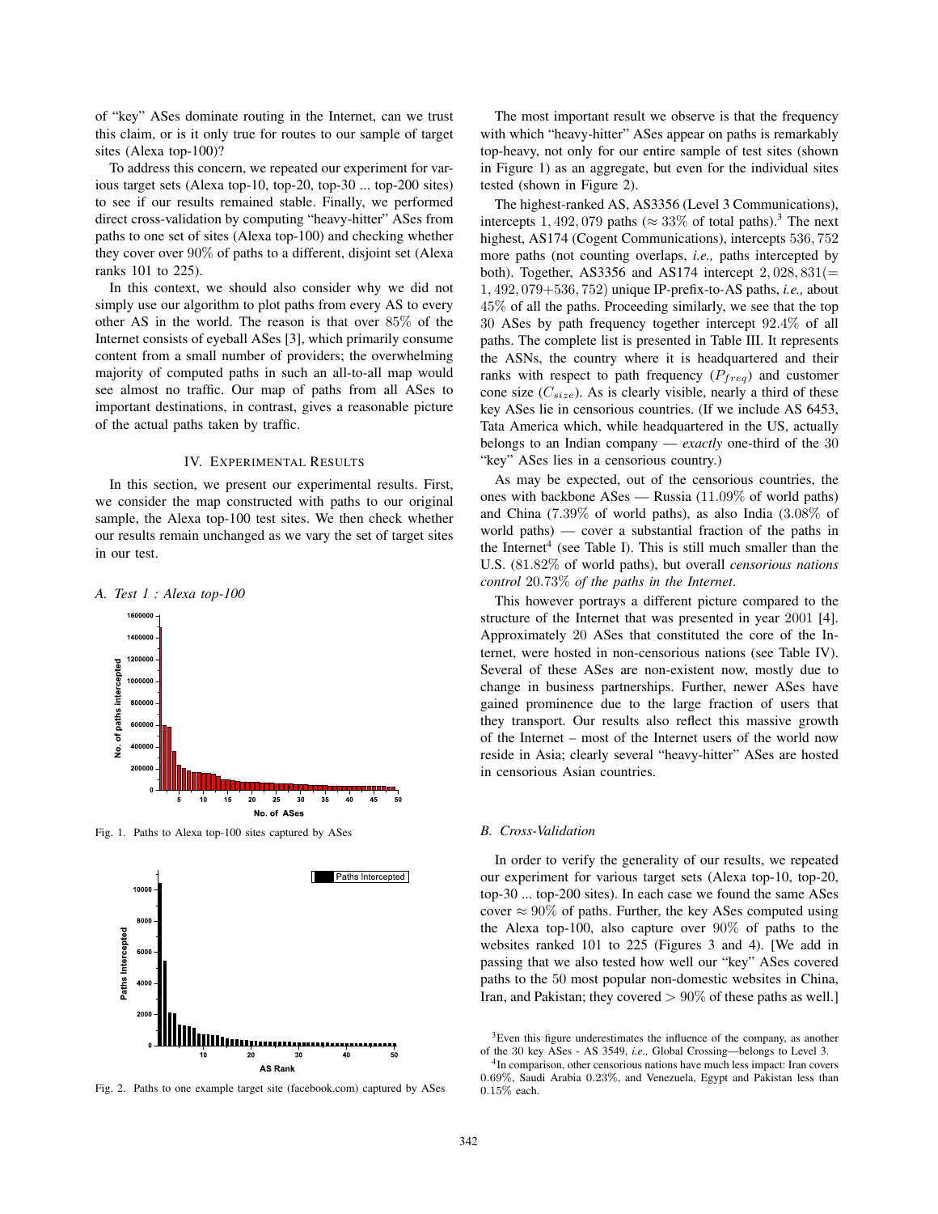of "key" ASes dominate routing in the Internet, can we trust this claim, or is it only true for routes to our sample of target sites (Alexa top-100)?

To address this concern, we repeated our experiment for various target sets (Alexa top-10, top-20, top-30 ... top-200 sites) to see if our results remained stable. Finally, we performed direct cross-validation by computing "heavy-hitter" ASes from paths to one set of sites (Alexa top-100) and checking whether they cover over 90% of paths to a different, disjoint set (Alexa ranks 101 to 225).

In this context, we should also consider why we did not simply use our algorithm to plot paths from every AS to every other AS in the world. The reason is that over 85% of the Internet consists of eyeball ASes [3], which primarily consume content from a small number of providers; the overwhelming majority of computed paths in such an all-to-all map would see almost no traffic. Our map of paths from all ASes to important destinations, in contrast, gives a reasonable picture of the actual paths taken by traffic.

## IV. Experimental Results

In this section, we present our experimental results. First, we consider the map constructed with paths to our original sample, the Alexa top-100 test sites. We then check whether our results remain unchanged as we vary the set of target sites in our test.

### A. Test 1 : Alexa top-100

Fig. 1. Paths to Alexa top-100 sites captured by ASes

Fig. 2. Paths to one example target site (facebook.com) captured by ASes

The most important result we observe is that the frequency with which "heavy-hitter" ASes appear on paths is remarkably top-heavy, not only for our entire sample of test sites (shown in Figure 1) as an aggregate, but even for the individual sites tested (shown in Figure 2).

The highest-ranked AS, AS3356 (Level 3 Communications), intercepts 1,492,079 paths ($\approx 33\%$ of total paths).[3] The next highest, AS174 (Cogent Communications), intercepts 536,752 more paths (not counting overlaps, *i.e.,* paths intercepted by both). Together, AS3356 and AS174 intercept 2,028,831(= 1,492,079+536,752) unique IP-prefix-to-AS paths, *i.e.,* about 45% of all the paths. Proceeding similarly, we see that the top 30 ASes by path frequency together intercept 92.4% of all paths. The complete list is presented in Table III. It represents the ASNs, the country where it is headquartered and their ranks with respect to path frequency ($P_{freq}$) and customer cone size ($C_{size}$). As is clearly visible, nearly a third of these key ASes lie in censorious countries. (If we include AS 6453, Tata America which, while headquartered in the US, actually belongs to an Indian company — *exactly* one-third of the 30 "key" ASes lies in a censorious country.)

As may be expected, out of the censorious countries, the ones with backbone ASes — Russia (11.09% of world paths) and China (7.39% of world paths), as also India (3.08% of world paths) — cover a substantial fraction of the paths in the Internet[4] (see Table I). This is still much smaller than the U.S. (81.82% of world paths), but overall *censorious nations control* 20.73% *of the paths in the Internet*.

This however portrays a different picture compared to the structure of the Internet that was presented in year 2001 [4]. Approximately 20 ASes that constituted the core of the Internet, were hosted in non-censorious nations (see Table IV). Several of these ASes are non-existent now, mostly due to change in business partnerships. Further, newer ASes have gained prominence due to the large fraction of users that they transport. Our results also reflect this massive growth of the Internet – most of the Internet users of the world now reside in Asia; clearly several "heavy-hitter" ASes are hosted in censorious Asian countries.

### B. Cross-Validation

In order to verify the generality of our results, we repeated our experiment for various target sets (Alexa top-10, top-20, top-30 ... top-200 sites). In each case we found the same ASes cover $\approx 90\%$ of paths. Further, the key ASes computed using the Alexa top-100, also capture over 90% of paths to the websites ranked 101 to 225 (Figures 3 and 4). [We add in passing that we also tested how well our "key" ASes covered paths to the 50 most popular non-domestic websites in China, Iran, and Pakistan; they covered $> 90\%$ of these paths as well.]

[3] Even this figure underestimates the influence of the company, as another of the 30 key ASes - AS 3549, *i.e.,* Global Crossing—belongs to Level 3.

[4] In comparison, other censorious nations have much less impact: Iran covers 0.69%, Saudi Arabia 0.23%, and Venezuela, Egypt and Pakistan less than 0.15% each.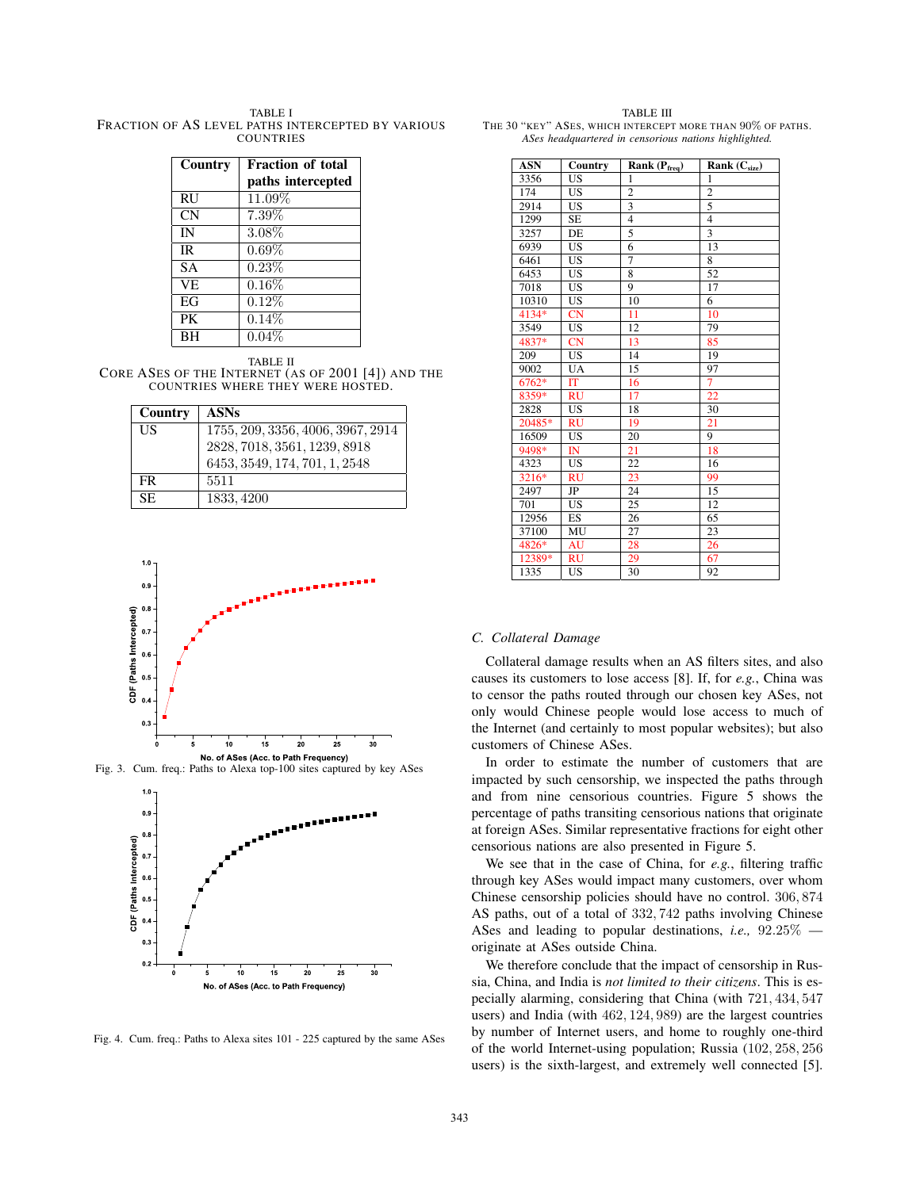TABLE I
FRACTION OF AS LEVEL PATHS INTERCEPTED BY VARIOUS COUNTRIES

| Country | Fraction of total paths intercepted |
|---|---|
| RU | 11.09% |
| CN | 7.39% |
| IN | 3.08% |
| IR | 0.69% |
| SA | 0.23% |
| VE | 0.16% |
| EG | 0.12% |
| PK | 0.14% |
| BH | 0.04% |

TABLE II
CORE ASES OF THE INTERNET (AS OF 2001 [4]) AND THE COUNTRIES WHERE THEY WERE HOSTED.

| Country | ASNs |
|---|---|
| US | 1755, 209, 3356, 4006, 3967, 2914 2828, 7018, 3561, 1239, 8918 6453, 3549, 174, 701, 1, 2548 |
| FR | 5511 |
| SE | 1833, 4200 |

Fig. 3. Cum. freq.: Paths to Alexa top-100 sites captured by key ASes

Fig. 4. Cum. freq.: Paths to Alexa sites 101 - 225 captured by the same ASes

TABLE III
THE 30 "KEY" ASES, WHICH INTERCEPT MORE THAN 90% OF PATHS. *ASes headquartered in censorious nations highlighted.*

| ASN | Country | Rank ($P_{freq}$) | Rank ($C_{size}$) |
|---|---|---|---|
| 3356 | US | 1 | 1 |
| 174 | US | 2 | 2 |
| 2914 | US | 3 | 5 |
| 1299 | SE | 4 | 4 |
| 3257 | DE | 5 | 3 |
| 6939 | US | 6 | 13 |
| 6461 | US | 7 | 8 |
| 6453 | US | 8 | 52 |
| 7018 | US | 9 | 17 |
| 10310 | US | 10 | 6 |
| 4134* | CN | 11 | 10 |
| 3549 | US | 12 | 79 |
| 4837* | CN | 13 | 85 |
| 209 | US | 14 | 19 |
| 9002 | UA | 15 | 97 |
| 6762* | IT | 16 | 7 |
| 8359* | RU | 17 | 22 |
| 2828 | US | 18 | 30 |
| 20485* | RU | 19 | 21 |
| 16509 | US | 20 | 9 |
| 9498* | IN | 21 | 18 |
| 4323 | US | 22 | 16 |
| 3216* | RU | 23 | 99 |
| 2497 | JP | 24 | 15 |
| 701 | US | 25 | 12 |
| 12956 | ES | 26 | 65 |
| 37100 | MU | 27 | 23 |
| 4826* | AU | 28 | 26 |
| 12389* | RU | 29 | 67 |
| 1335 | US | 30 | 92 |

### C. Collateral Damage

Collateral damage results when an AS filters sites, and also causes its customers to lose access [8]. If, for *e.g.*, China was to censor the paths routed through our chosen key ASes, not only would Chinese people would lose access to much of the Internet (and certainly to most popular websites); but also customers of Chinese ASes.

In order to estimate the number of customers that are impacted by such censorship, we inspected the paths through and from nine censorious countries. Figure 5 shows the percentage of paths transiting censorious nations that originate at foreign ASes. Similar representative fractions for eight other censorious nations are also presented in Figure 5.

We see that in the case of China, for *e.g.*, filtering traffic through key ASes would impact many customers, over whom Chinese censorship policies should have no control. 306,874 AS paths, out of a total of 332,742 paths involving Chinese ASes and leading to popular destinations, *i.e.,* 92.25% — originate at ASes outside China.

We therefore conclude that the impact of censorship in Russia, China, and India is *not limited to their citizens*. This is especially alarming, considering that China (with 721,434,547 users) and India (with 462,124,989) are the largest countries by number of Internet users, and home to roughly one-third of the world Internet-using population; Russia (102,258,256 users) is the sixth-largest, and extremely well connected [5].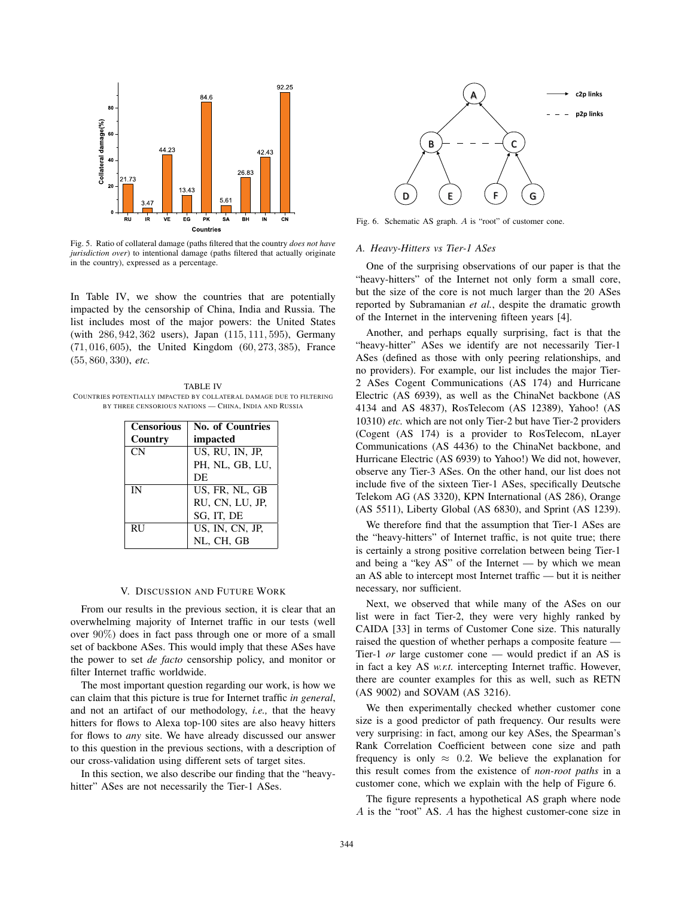Fig. 5. Ratio of collateral damage (paths filtered that the country *does not have jurisdiction over*) to intentional damage (paths filtered that actually originate in the country), expressed as a percentage.

In Table IV, we show the countries that are potentially impacted by the censorship of China, India and Russia. The list includes most of the major powers: the United States (with 286, 942, 362 users), Japan (115, 111, 595), Germany (71, 016, 605), the United Kingdom (60, 273, 385), France (55, 860, 330), *etc.*

TABLE IV
COUNTRIES POTENTIALLY IMPACTED BY COLLATERAL DAMAGE DUE TO FILTERING BY THREE CENSORIOUS NATIONS — CHINA, INDIA AND RUSSIA

| Censorious Country | No. of Countries impacted |
|---|---|
| CN | US, RU, IN, JP, PH, NL, GB, LU, DE |
| IN | US, FR, NL, GB RU, CN, LU, JP, SG, IT, DE |
| RU | US, IN, CN, JP, NL, CH, GB |

## V. DISCUSSION AND FUTURE WORK

From our results in the previous section, it is clear that an overwhelming majority of Internet traffic in our tests (well over 90%) does in fact pass through one or more of a small set of backbone ASes. This would imply that these ASes have the power to set *de facto* censorship policy, and monitor or filter Internet traffic worldwide.

The most important question regarding our work, is how we can claim that this picture is true for Internet traffic *in general*, and not an artifact of our methodology, *i.e.,* that the heavy hitters for flows to Alexa top-100 sites are also heavy hitters for flows to *any* site. We have already discussed our answer to this question in the previous sections, with a description of our cross-validation using different sets of target sites.

In this section, we also describe our finding that the "heavy-hitter" ASes are not necessarily the Tier-1 ASes.

Fig. 6. Schematic AS graph. $A$ is "root" of customer cone.

### A. Heavy-Hitters vs Tier-1 ASes

One of the surprising observations of our paper is that the "heavy-hitters" of the Internet not only form a small core, but the size of the core is not much larger than the 20 ASes reported by Subramanian *et al.*, despite the dramatic growth of the Internet in the intervening fifteen years [4].

Another, and perhaps equally surprising, fact is that the "heavy-hitter" ASes we identify are not necessarily Tier-1 ASes (defined as those with only peering relationships, and no providers). For example, our list includes the major Tier-2 ASes Cogent Communications (AS 174) and Hurricane Electric (AS 6939), as well as the ChinaNet backbone (AS 4134 and AS 4837), RosTelecom (AS 12389), Yahoo! (AS 10310) *etc.* which are not only Tier-2 but have Tier-2 providers (Cogent (AS 174) is a provider to RosTelecom, nLayer Communications (AS 4436) to the ChinaNet backbone, and Hurricane Electric (AS 6939) to Yahoo!) We did not, however, observe any Tier-3 ASes. On the other hand, our list does not include five of the sixteen Tier-1 ASes, specifically Deutsche Telekom AG (AS 3320), KPN International (AS 286), Orange (AS 5511), Liberty Global (AS 6830), and Sprint (AS 1239).

We therefore find that the assumption that Tier-1 ASes are the "heavy-hitters" of Internet traffic, is not quite true; there is certainly a strong positive correlation between being Tier-1 and being a "key AS" of the Internet — by which we mean an AS able to intercept most Internet traffic — but it is neither necessary, nor sufficient.

Next, we observed that while many of the ASes on our list were in fact Tier-2, they were very highly ranked by CAIDA [33] in terms of Customer Cone size. This naturally raised the question of whether perhaps a composite feature — Tier-1 *or* large customer cone — would predict if an AS is in fact a key AS *w.r.t.* intercepting Internet traffic. However, there are counter examples for this as well, such as RETN (AS 9002) and SOVAM (AS 3216).

We then experimentally checked whether customer cone size is a good predictor of path frequency. Our results were very surprising: in fact, among our key ASes, the Spearman's Rank Correlation Coefficient between cone size and path frequency is only $\approx$ 0.2. We believe the explanation for this result comes from the existence of *non-root paths* in a customer cone, which we explain with the help of Figure 6.

The figure represents a hypothetical AS graph where node $A$ is the "root" AS. $A$ has the highest customer-cone size in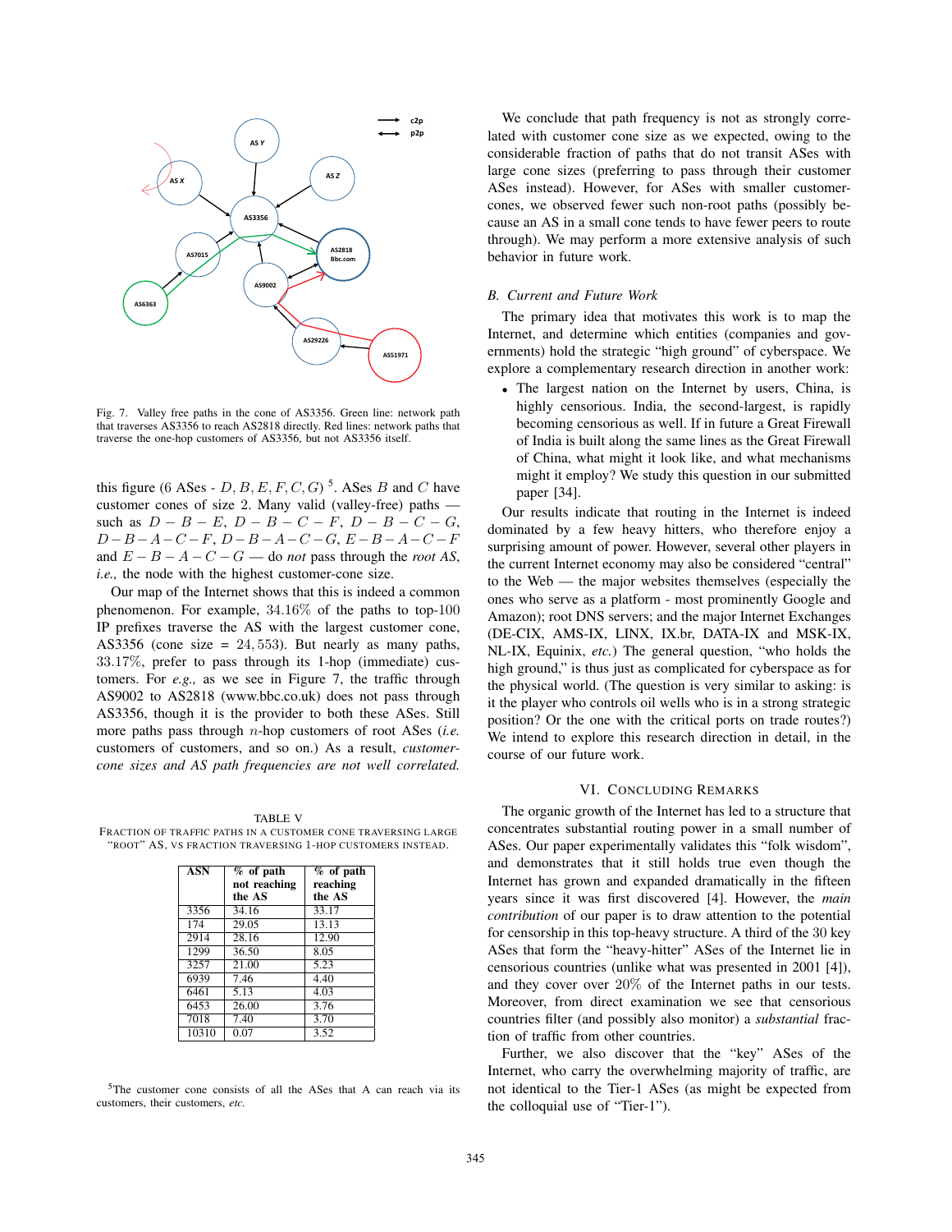Fig. 7. Valley free paths in the cone of AS3356. Green line: network path that traverses AS3356 to reach AS2818 directly. Red lines: network paths that traverse the one-hop customers of AS3356, but not AS3356 itself.

this figure (6 ASes - $D, B, E, F, C, G$) [5]. ASes $B$ and $C$ have customer cones of size 2. Many valid (valley-free) paths — such as $D-B-E$, $D-B-C-F$, $D-B-C-G$, $D-B-A-C-F$, $D-B-A-C-G$, $E-B-A-C-F$ and $E-B-A-C-G$ — do *not* pass through the *root AS*, *i.e.,* the node with the highest customer-cone size.

Our map of the Internet shows that this is indeed a common phenomenon. For example, $34.16\%$ of the paths to top-100 IP prefixes traverse the AS with the largest customer cone, AS3356 (cone size = $24,553$). But nearly as many paths, $33.17\%$, prefer to pass through its 1-hop (immediate) customers. For *e.g.,* as we see in Figure 7, the traffic through AS9002 to AS2818 (www.bbc.co.uk) does not pass through AS3356, though it is the provider to both these ASes. Still more paths pass through $n$-hop customers of root ASes (*i.e.* customers of customers, and so on.) As a result, *customer-cone sizes and AS path frequencies are not well correlated.*

TABLE V
FRACTION OF TRAFFIC PATHS IN A CUSTOMER CONE TRAVERSING LARGE "ROOT" AS, VS FRACTION TRAVERSING 1-HOP CUSTOMERS INSTEAD.

| ASN | % of path not reaching the AS | % of path reaching the AS |
|---|---|---|
| 3356 | 34.16 | 33.17 |
| 174 | 29.05 | 13.13 |
| 2914 | 28.16 | 12.90 |
| 1299 | 36.50 | 8.05 |
| 3257 | 21.00 | 5.23 |
| 6939 | 7.46 | 4.40 |
| 6461 | 5.13 | 4.03 |
| 6453 | 26.00 | 3.76 |
| 7018 | 7.40 | 3.70 |
| 10310 | 0.07 | 3.52 |

[5] The customer cone consists of all the ASes that A can reach via its customers, their customers, *etc.*

We conclude that path frequency is not as strongly correlated with customer cone size as we expected, owing to the considerable fraction of paths that do not transit ASes with large cone sizes (preferring to pass through their customer ASes instead). However, for ASes with smaller customer-cones, we observed fewer such non-root paths (possibly because an AS in a small cone tends to have fewer peers to route through). We may perform a more extensive analysis of such behavior in future work.

### B. Current and Future Work

The primary idea that motivates this work is to map the Internet, and determine which entities (companies and governments) hold the strategic "high ground" of cyberspace. We explore a complementary research direction in another work:

- The largest nation on the Internet by users, China, is highly censorious. India, the second-largest, is rapidly becoming censorious as well. If in future a Great Firewall of India is built along the same lines as the Great Firewall of China, what might it look like, and what mechanisms might it employ? We study this question in our submitted paper [34].

Our results indicate that routing in the Internet is indeed dominated by a few heavy hitters, who therefore enjoy a surprising amount of power. However, several other players in the current Internet economy may also be considered "central" to the Web — the major websites themselves (especially the ones who serve as a platform - most prominently Google and Amazon); root DNS servers; and the major Internet Exchanges (DE-CIX, AMS-IX, LINX, IX.br, DATA-IX and MSK-IX, NL-IX, Equinix, *etc.*) The general question, "who holds the high ground," is thus just as complicated for cyberspace as for the physical world. (The question is very similar to asking: is it the player who controls oil wells who is in a strong strategic position? Or the one with the critical ports on trade routes?) We intend to explore this research direction in detail, in the course of our future work.

## VI. Concluding Remarks

The organic growth of the Internet has led to a structure that concentrates substantial routing power in a small number of ASes. Our paper experimentally validates this "folk wisdom", and demonstrates that it still holds true even though the Internet has grown and expanded dramatically in the fifteen years since it was first discovered [4]. However, the *main contribution* of our paper is to draw attention to the potential for censorship in this top-heavy structure. A third of the 30 key ASes that form the "heavy-hitter" ASes of the Internet lie in censorious countries (unlike what was presented in 2001 [4]), and they cover over $20\%$ of the Internet paths in our tests. Moreover, from direct examination we see that censorious countries filter (and possibly also monitor) a *substantial* fraction of traffic from other countries.

Further, we also discover that the "key" ASes of the Internet, who carry the overwhelming majority of traffic, are not identical to the Tier-1 ASes (as might be expected from the colloquial use of "Tier-1").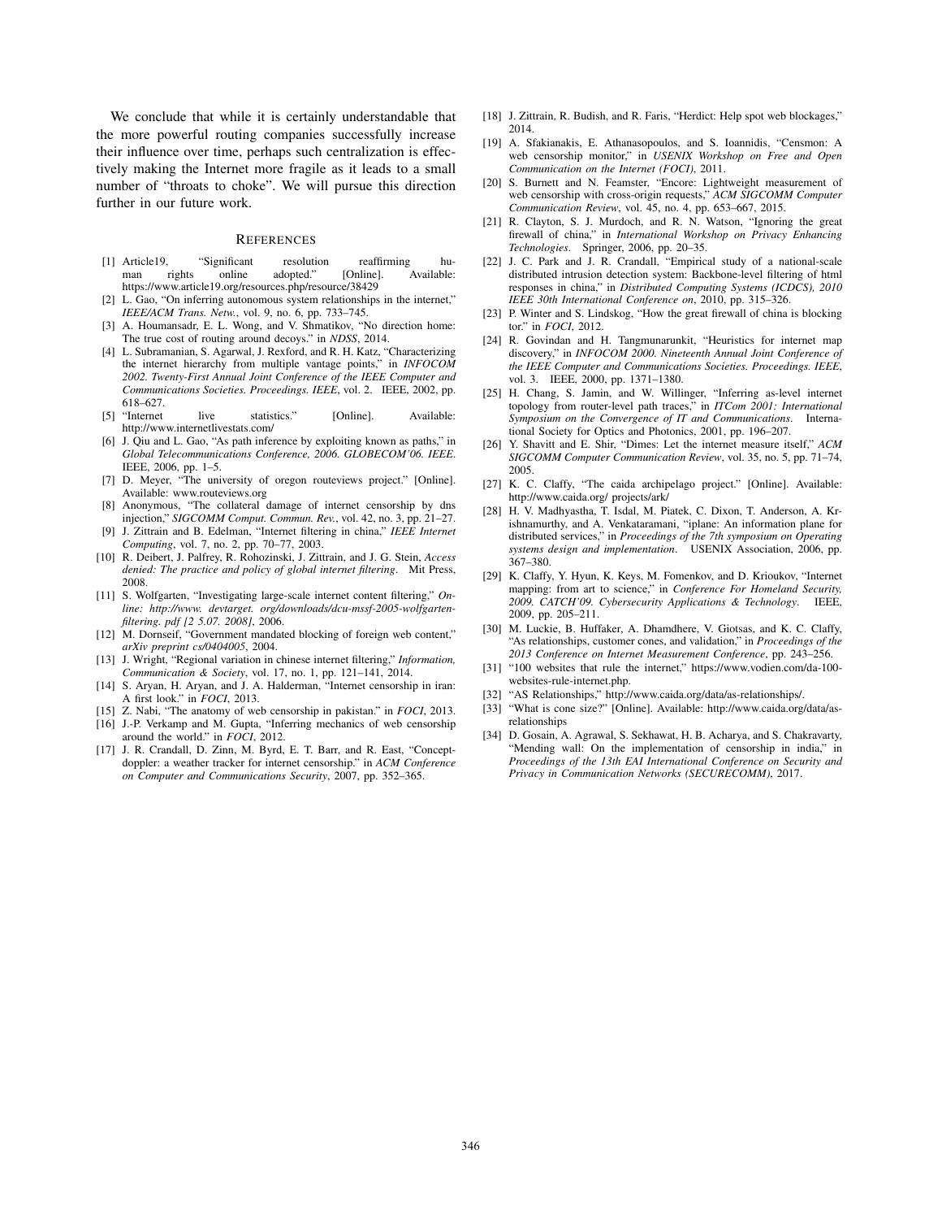We conclude that while it is certainly understandable that the more powerful routing companies successfully increase their influence over time, perhaps such centralization is effectively making the Internet more fragile as it leads to a small number of "throats to choke". We will pursue this direction further in our future work.

## REFERENCES

[1] Article19, "Significant resolution reaffirming human rights online adopted." [Online]. Available: https://www.article19.org/resources.php/resource/38429

[2] L. Gao, "On inferring autonomous system relationships in the internet," *IEEE/ACM Trans. Netw.*, vol. 9, no. 6, pp. 733–745.

[3] A. Houmansadr, E. L. Wong, and V. Shmatikov, "No direction home: The true cost of routing around decoys." in *NDSS*, 2014.

[4] L. Subramanian, S. Agarwal, J. Rexford, and R. H. Katz, "Characterizing the internet hierarchy from multiple vantage points," in *INFOCOM 2002. Twenty-First Annual Joint Conference of the IEEE Computer and Communications Societies. Proceedings. IEEE*, vol. 2. IEEE, 2002, pp. 618–627.

[5] "Internet live statistics." [Online]. Available: http://www.internetlivestats.com/

[6] J. Qiu and L. Gao, "As path inference by exploiting known as paths," in *Global Telecommunications Conference, 2006. GLOBECOM'06. IEEE*. IEEE, 2006, pp. 1–5.

[7] D. Meyer, "The university of oregon routeviews project." [Online]. Available: www.routeviews.org

[8] Anonymous, "The collateral damage of internet censorship by dns injection," *SIGCOMM Comput. Commun. Rev.*, vol. 42, no. 3, pp. 21–27.

[9] J. Zittrain and B. Edelman, "Internet filtering in china," *IEEE Internet Computing*, vol. 7, no. 2, pp. 70–77, 2003.

[10] R. Deibert, J. Palfrey, R. Rohozinski, J. Zittrain, and J. G. Stein, *Access denied: The practice and policy of global internet filtering*. Mit Press, 2008.

[11] S. Wolfgarten, "Investigating large-scale internet content filtering," *Online: http://www. devtarget. org/downloads/dcu-mssf-2005-wolfgarten-filtering. pdf [2 5.07. 2008]*, 2006.

[12] M. Dornseif, "Government mandated blocking of foreign web content," *arXiv preprint cs/0404005*, 2004.

[13] J. Wright, "Regional variation in chinese internet filtering," *Information, Communication & Society*, vol. 17, no. 1, pp. 121–141, 2014.

[14] S. Aryan, H. Aryan, and J. A. Halderman, "Internet censorship in iran: A first look." in *FOCI*, 2013.

[15] Z. Nabi, "The anatomy of web censorship in pakistan." in *FOCI*, 2013.

[16] J.-P. Verkamp and M. Gupta, "Inferring mechanics of web censorship around the world." in *FOCI*, 2012.

[17] J. R. Crandall, D. Zinn, M. Byrd, E. T. Barr, and R. East, "Conceptdoppler: a weather tracker for internet censorship." in *ACM Conference on Computer and Communications Security*, 2007, pp. 352–365.

[18] J. Zittrain, R. Budish, and R. Faris, "Herdict: Help spot web blockages," 2014.

[19] A. Sfakianakis, E. Athanasopoulos, and S. Ioannidis, "Censmon: A web censorship monitor," in *USENIX Workshop on Free and Open Communication on the Internet (FOCI)*, 2011.

[20] S. Burnett and N. Feamster, "Encore: Lightweight measurement of web censorship with cross-origin requests," *ACM SIGCOMM Computer Communication Review*, vol. 45, no. 4, pp. 653–667, 2015.

[21] R. Clayton, S. J. Murdoch, and R. N. Watson, "Ignoring the great firewall of china," in *International Workshop on Privacy Enhancing Technologies*. Springer, 2006, pp. 20–35.

[22] J. C. Park and J. R. Crandall, "Empirical study of a national-scale distributed intrusion detection system: Backbone-level filtering of html responses in china," in *Distributed Computing Systems (ICDCS), 2010 IEEE 30th International Conference on*, 2010, pp. 315–326.

[23] P. Winter and S. Lindskog, "How the great firewall of china is blocking tor." in *FOCI*, 2012.

[24] R. Govindan and H. Tangmunarunkit, "Heuristics for internet map discovery," in *INFOCOM 2000. Nineteenth Annual Joint Conference of the IEEE Computer and Communications Societies. Proceedings. IEEE*, vol. 3. IEEE, 2000, pp. 1371–1380.

[25] H. Chang, S. Jamin, and W. Willinger, "Inferring as-level internet topology from router-level path traces," in *ITCom 2001: International Symposium on the Convergence of IT and Communications*. International Society for Optics and Photonics, 2001, pp. 196–207.

[26] Y. Shavitt and E. Shir, "Dimes: Let the internet measure itself," *ACM SIGCOMM Computer Communication Review*, vol. 35, no. 5, pp. 71–74, 2005.

[27] K. C. Claffy, "The caida archipelago project." [Online]. Available: http://www.caida.org/ projects/ark/

[28] H. V. Madhyastha, T. Isdal, M. Piatek, C. Dixon, T. Anderson, A. Krishnamurthy, and A. Venkataramani, "iplane: An information plane for distributed services," in *Proceedings of the 7th symposium on Operating systems design and implementation*. USENIX Association, 2006, pp. 367–380.

[29] K. Claffy, Y. Hyun, K. Keys, M. Fomenkov, and D. Krioukov, "Internet mapping: from art to science," in *Conference For Homeland Security, 2009. CATCH'09. Cybersecurity Applications & Technology*. IEEE, 2009, pp. 205–211.

[30] M. Luckie, B. Huffaker, A. Dhamdhere, V. Giotsas, and K. C. Claffy, "As relationships, customer cones, and validation," in *Proceedings of the 2013 Conference on Internet Measurement Conference*, pp. 243–256.

[31] "100 websites that rule the internet," https://www.vodien.com/da-100-websites-rule-internet.php.

[32] "AS Relationships," http://www.caida.org/data/as-relationships/.

[33] "What is cone size?" [Online]. Available: http://www.caida.org/data/as-relationships

[34] D. Gosain, A. Agrawal, S. Sekhawat, H. B. Acharya, and S. Chakravarty, "Mending wall: On the implementation of censorship in india," in *Proceedings of the 13th EAI International Conference on Security and Privacy in Communication Networks (SECURECOMM)*, 2017.